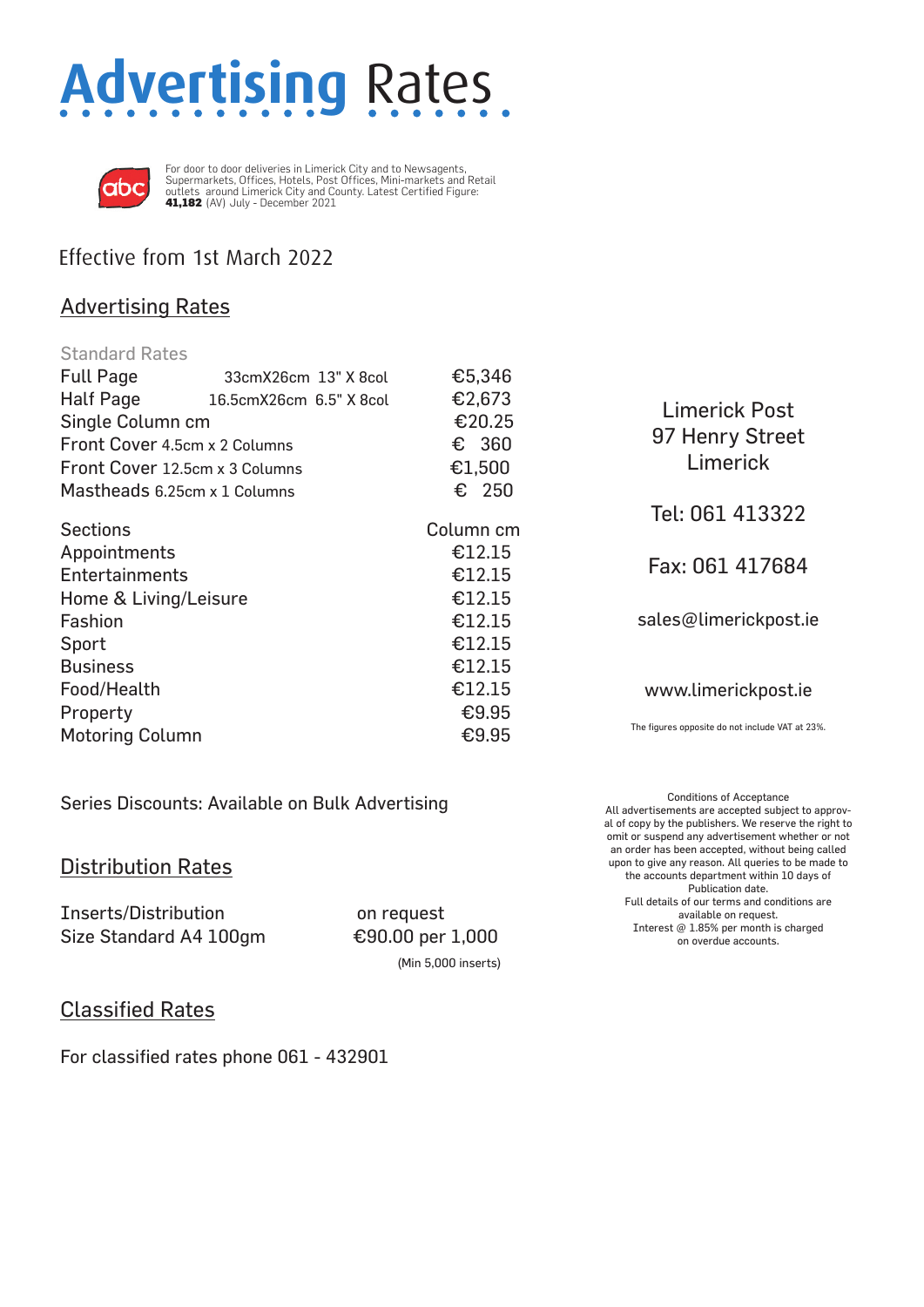# Advertising Rates

For door to door deliveries in Limerick City and to Newsagents, Supermarkets, Offices, Hotels, Post Offices, Mini-markets and Retail outlets around Limerick City and County. Latest Certified Figure: **41,182** (AV) July - December 2021

Effective from 1st March 2022

## Advertising Rates

### Standard Rates

| | | |
|---|---|---|
| Full Page | 33cmX26cm 13" X 8col | €5,346 |
| Half Page | 16.5cmX26cm 6.5" X 8col | €2,673 |
| Single Column cm | | €20.25 |
| Front Cover 4.5cm x 2 Columns | | € 360 |
| Front Cover 12.5cm x 3 Columns | | €1,500 |
| Mastheads 6.25cm x 1 Columns | | € 250 |

| Sections | Column cm |
|---|---|
| Appointments | €12.15 |
| Entertainments | €12.15 |
| Home & Living/Leisure | €12.15 |
| Fashion | €12.15 |
| Sport | €12.15 |
| Business | €12.15 |
| Food/Health | €12.15 |
| Property | €9.95 |
| Motoring Column | €9.95 |

Series Discounts: Available on Bulk Advertising

## Distribution Rates

| | |
|---|---|
| Inserts/Distribution | on request |
| Size Standard A4 100gm | €90.00 per 1,000 |
| | (Min 5,000 inserts) |

## Classified Rates

For classified rates phone 061 - 432901

Limerick Post
97 Henry Street
Limerick

Tel: 061 413322

Fax: 061 417684

sales@limerickpost.ie

www.limerickpost.ie

The figures opposite do not include VAT at 23%.

Conditions of Acceptance
All advertisements are accepted subject to approval of copy by the publishers. We reserve the right to omit or suspend any advertisement whether or not an order has been accepted, without being called upon to give any reason. All queries to be made to the accounts department within 10 days of Publication date.
Full details of our terms and conditions are available on request.
Interest @ 1.85% per month is charged on overdue accounts.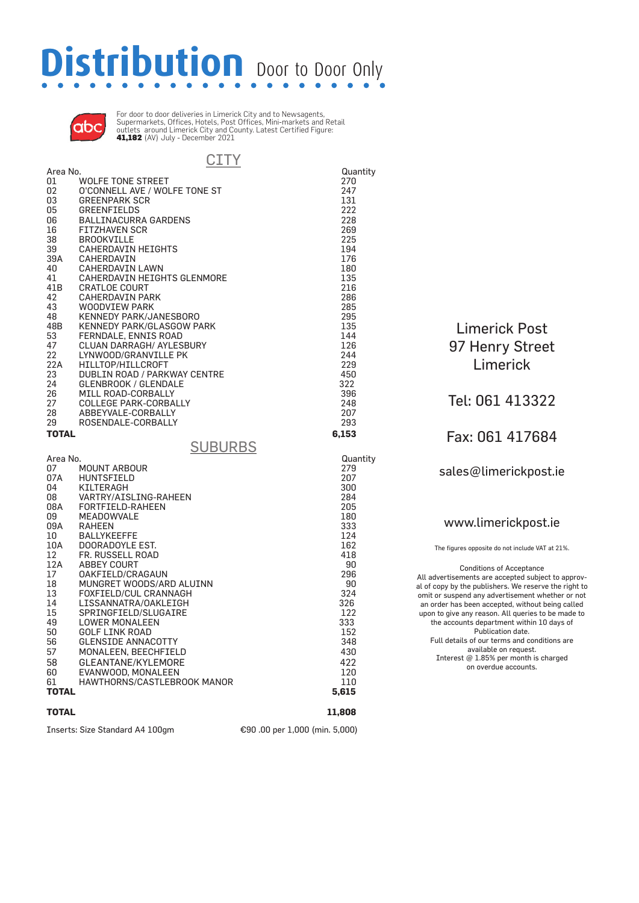# Distribution Door to Door Only

For door to door deliveries in Limerick City and to Newsagents, Supermarkets, Offices, Hotels, Post Offices, Mini-markets and Retail outlets around Limerick City and County. Latest Certified Figure: **41,182** (AV) July - December 2021

## CITY

| Area No. | | Quantity |
|---|---|---|
| 01 | WOLFE TONE STREET | 270 |
| 02 | O'CONNELL AVE / WOLFE TONE ST | 247 |
| 03 | GREENPARK SCR | 131 |
| 05 | GREENFIELDS | 222 |
| 06 | BALLINACURRA GARDENS | 228 |
| 16 | FITZHAVEN SCR | 269 |
| 38 | BROOKVILLE | 225 |
| 39 | CAHERDAVIN HEIGHTS | 194 |
| 39A | CAHERDAVIN | 176 |
| 40 | CAHERDAVIN LAWN | 180 |
| 41 | CAHERDAVIN HEIGHTS GLENMORE | 135 |
| 41B | CRATLOE COURT | 216 |
| 42 | CAHERDAVIN PARK | 286 |
| 43 | WOODVIEW PARK | 285 |
| 48 | KENNEDY PARK/JANESBORO | 295 |
| 48B | KENNEDY PARK/GLASGOW PARK | 135 |
| 53 | FERNDALE, ENNIS ROAD | 144 |
| 47 | CLUAN DARRAGH/ AYLESBURY | 126 |
| 22 | LYNWOOD/GRANVILLE PK | 244 |
| 22A | HILLTOP/HILLCROFT | 229 |
| 23 | DUBLIN ROAD / PARKWAY CENTRE | 450 |
| 24 | GLENBROOK / GLENDALE | 322 |
| 26 | MILL ROAD-CORBALLY | 396 |
| 27 | COLLEGE PARK-CORBALLY | 248 |
| 28 | ABBEYVALE-CORBALLY | 207 |
| 29 | ROSENDALE-CORBALLY | 293 |
| **TOTAL** | | **6,153** |

## SUBURBS

| Area No. | | Quantity |
|---|---|---|
| 07 | MOUNT ARBOUR | 279 |
| 07A | HUNTSFIELD | 207 |
| 04 | KILTERAGH | 300 |
| 08 | VARTRY/AISLING-RAHEEN | 284 |
| 08A | FORTFIELD-RAHEEN | 205 |
| 09 | MEADOWVALE | 180 |
| 09A | RAHEEN | 333 |
| 10 | BALLYKEEFFE | 124 |
| 10A | DOORADOYLE EST. | 162 |
| 12 | FR. RUSSELL ROAD | 418 |
| 12A | ABBEY COURT | 90 |
| 17 | OAKFIELD/CRAGAUN | 296 |
| 18 | MUNGRET WOODS/ARD ALUINN | 90 |
| 13 | FOXFIELD/CUL CRANNAGH | 324 |
| 14 | LISSANNATRA/OAKLEIGH | 326 |
| 15 | SPRINGFIELD/SLUGAIRE | 122 |
| 49 | LOWER MONALEEN | 333 |
| 50 | GOLF LINK ROAD | 152 |
| 56 | GLENSIDE ANNACOTTY | 348 |
| 57 | MONALEEN, BEECHFIELD | 430 |
| 58 | GLEANTANE/KYLEMORE | 422 |
| 60 | EVANWOOD, MONALEEN | 120 |
| 61 | HAWTHORNS/CASTLEBROOK MANOR | 110 |
| **TOTAL** | | **5,615** |

**TOTAL** **11,808**

Inserts: Size Standard A4 100gm — €90 .00 per 1,000 (min. 5,000)

Limerick Post
97 Henry Street
Limerick

Tel: 061 413322

Fax: 061 417684

sales@limerickpost.ie

www.limerickpost.ie

The figures opposite do not include VAT at 21%.

Conditions of Acceptance
All advertisements are accepted subject to approval of copy by the publishers. We reserve the right to omit or suspend any advertisement whether or not an order has been accepted, without being called upon to give any reason. All queries to be made to the accounts department within 10 days of Publication date.
Full details of our terms and conditions are available on request.
Interest @ 1.85% per month is charged on overdue accounts.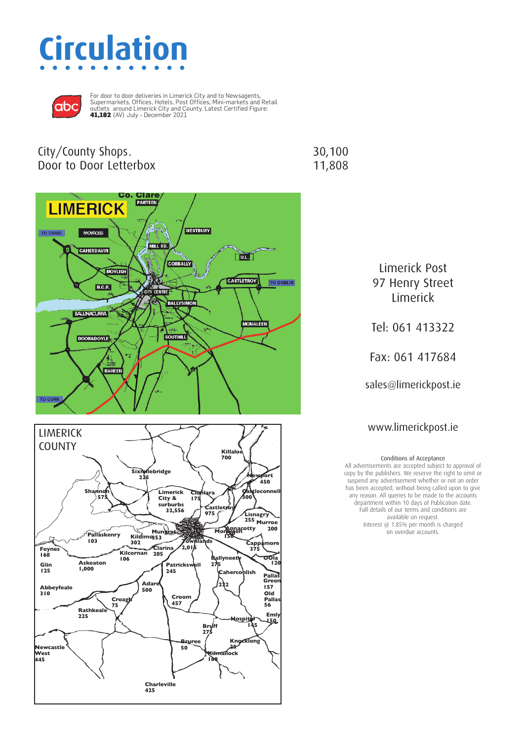# Circulation

For door to door deliveries in Limerick City and to Newsagents, Supermarkets, Offices, Hotels, Post Offices, Mini-markets and Retail outlets around Limerick City and County. Latest Certified Figure: **41,182** (AV) July - December 2021

| | |
|---|---|
| City/County Shops. | 30,100 |
| Door to Door Letterbox | 11,808 |

LIMERICK
Co. Clare
PARTEEN
TO ENNIS
MOYROSS
WESTBURY
CAHERDAVIN
MILL RD.
U.L.
CORBALLY
MOYLISH
N.C.R.
CASTLETROY
TO DUBLIN
CITY CENTRE
BALLYSIMON
BALLINACURRA
MONALEEN
DOORADOYLE
SOUTHILL
RAHEEN
TO CORK

LIMERICK COUNTY

Killaloe 700
Sixmilebridge 225
Newport 450
Shannon 575
Limerick City & surburbs 32,556
Clonlara 175
Castleconnell 300
Castletroy 975
Lisnagry 255
Murroe 200
Pallaskenry 103
Kildimo 353
Mungret
Monaleen 150
Annacotty
Townlands 2,015
Cappamore 375
Foynes 168
Clarina 205
Kilcornan 106
Doon
Oola 120
Glin 125
Askeaton 1,000
Patrickswell 245
Ballyneety 275
Caherconlish 222
Pallas Green 157
Old Pallas 56
Abbeyfeale 310
Adare 500
Croagh 75
Croom 457
Rathkeale 225
Emly 150
Hospital 145
Bruff 275
Newcastle West 445
Bruree 50
Knocklong 25
Kilmallock 160
Charleville 425

Limerick Post
97 Henry Street
Limerick

Tel: 061 413322

Fax: 061 417684

sales@limerickpost.ie

www.limerickpost.ie

Conditions of Acceptance

All advertisements are accepted subject to approval of copy by the publishers. We reserve the right to omit or suspend any advertisement whether or not an order has been accepted, without being called upon to give any reason. All queries to be made to the accounts department within 10 days of Publication date. Full details of our terms and conditions are available on request.
Interest @ 1.85% per month is charged on overdue accounts.